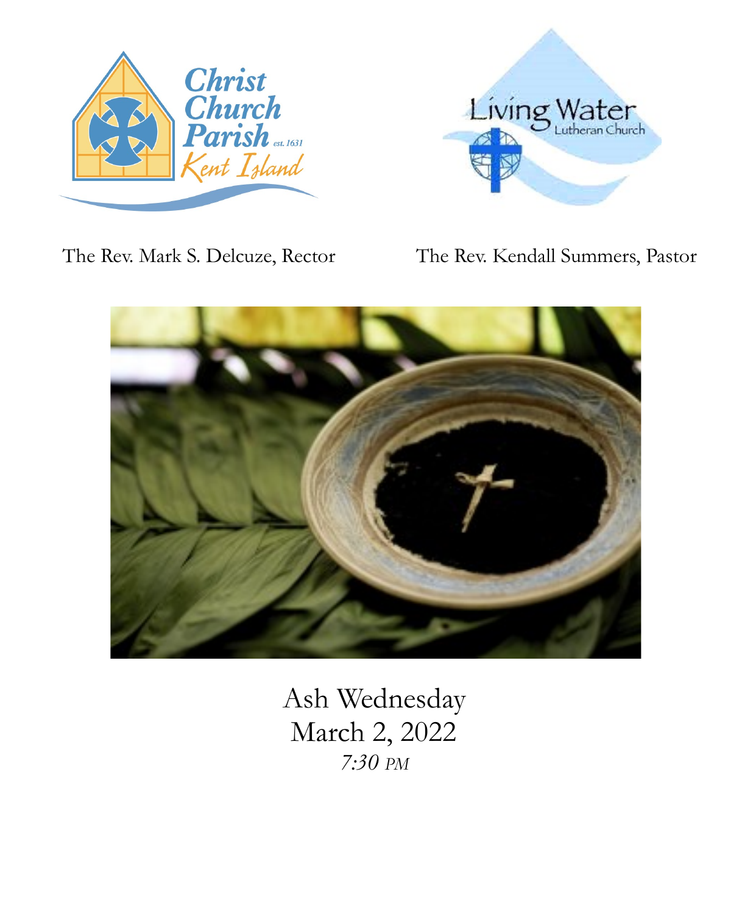Christ Church Parish est. 1631 Kent Island

Living Water Lutheran Church

The Rev. Mark S. Delcuze, Rector

The Rev. Kendall Summers, Pastor

# Ash Wednesday

March 2, 2022

*7:30 PM*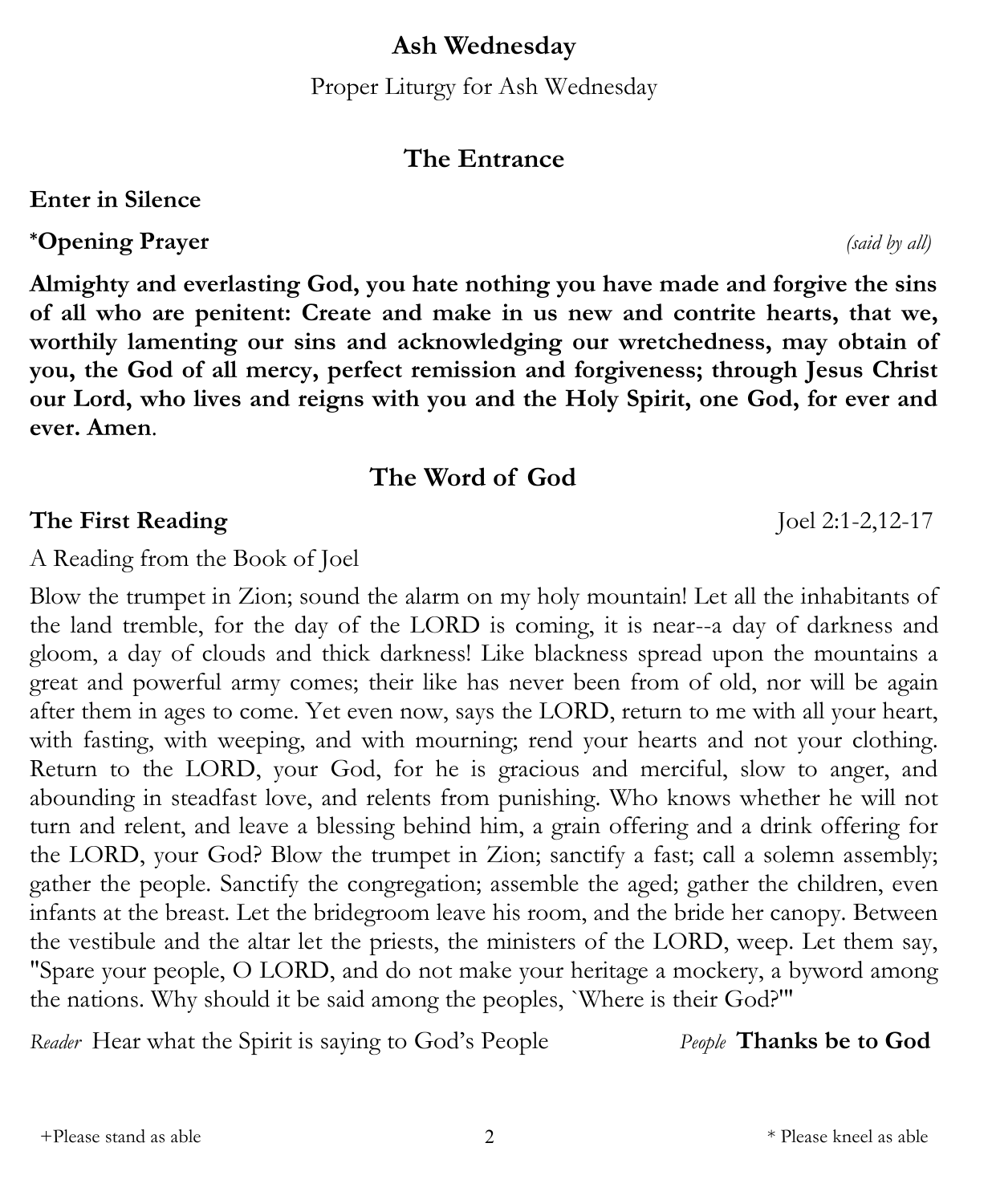# Ash Wednesday

Proper Liturgy for Ash Wednesday

## The Entrance

**Enter in Silence**

**\*Opening Prayer** *(said by all)*

**Almighty and everlasting God, you hate nothing you have made and forgive the sins of all who are penitent: Create and make in us new and contrite hearts, that we, worthily lamenting our sins and acknowledging our wretchedness, may obtain of you, the God of all mercy, perfect remission and forgiveness; through Jesus Christ our Lord, who lives and reigns with you and the Holy Spirit, one God, for ever and ever. Amen**.

## The Word of God

**The First Reading** Joel 2:1-2,12-17

A Reading from the Book of Joel

Blow the trumpet in Zion; sound the alarm on my holy mountain! Let all the inhabitants of the land tremble, for the day of the LORD is coming, it is near--a day of darkness and gloom, a day of clouds and thick darkness! Like blackness spread upon the mountains a great and powerful army comes; their like has never been from of old, nor will be again after them in ages to come. Yet even now, says the LORD, return to me with all your heart, with fasting, with weeping, and with mourning; rend your hearts and not your clothing. Return to the LORD, your God, for he is gracious and merciful, slow to anger, and abounding in steadfast love, and relents from punishing. Who knows whether he will not turn and relent, and leave a blessing behind him, a grain offering and a drink offering for the LORD, your God? Blow the trumpet in Zion; sanctify a fast; call a solemn assembly; gather the people. Sanctify the congregation; assemble the aged; gather the children, even infants at the breast. Let the bridegroom leave his room, and the bride her canopy. Between the vestibule and the altar let the priests, the ministers of the LORD, weep. Let them say, "Spare your people, O LORD, and do not make your heritage a mockery, a byword among the nations. Why should it be said among the peoples, `Where is their God?'"

*Reader* Hear what the Spirit is saying to God's People *People* **Thanks be to God**

+Please stand as able * Please kneel as able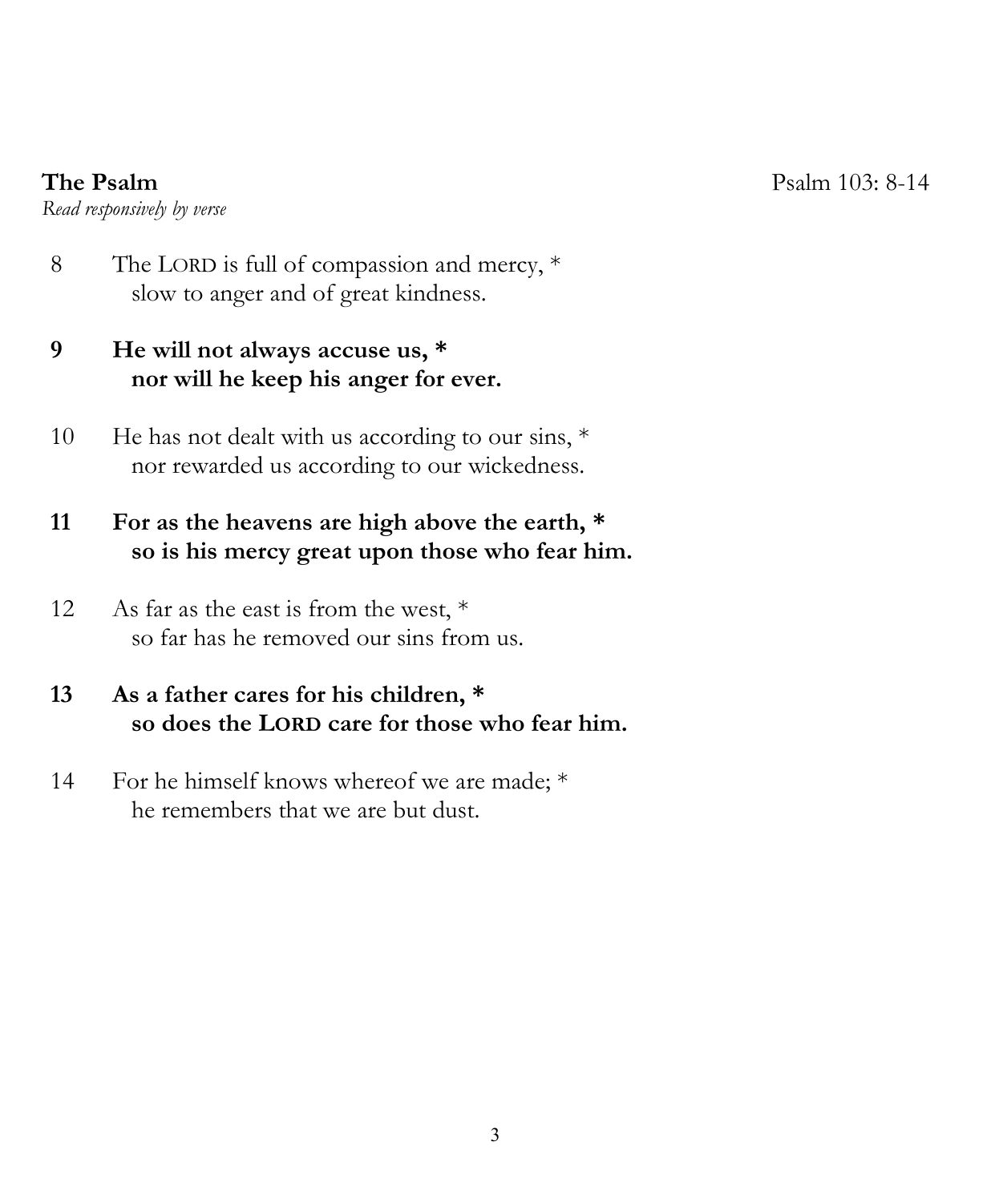**The Psalm** Psalm 103: 8-14

*Read responsively by verse*

8 The LORD is full of compassion and mercy, *
  slow to anger and of great kindness.

**9 He will not always accuse us, ***
  **nor will he keep his anger for ever.**

10 He has not dealt with us according to our sins, *
  nor rewarded us according to our wickedness.

**11 For as the heavens are high above the earth, ***
  **so is his mercy great upon those who fear him.**

12 As far as the east is from the west, *
  so far has he removed our sins from us.

**13 As a father cares for his children, ***
  **so does the LORD care for those who fear him.**

14 For he himself knows whereof we are made; *
  he remembers that we are but dust.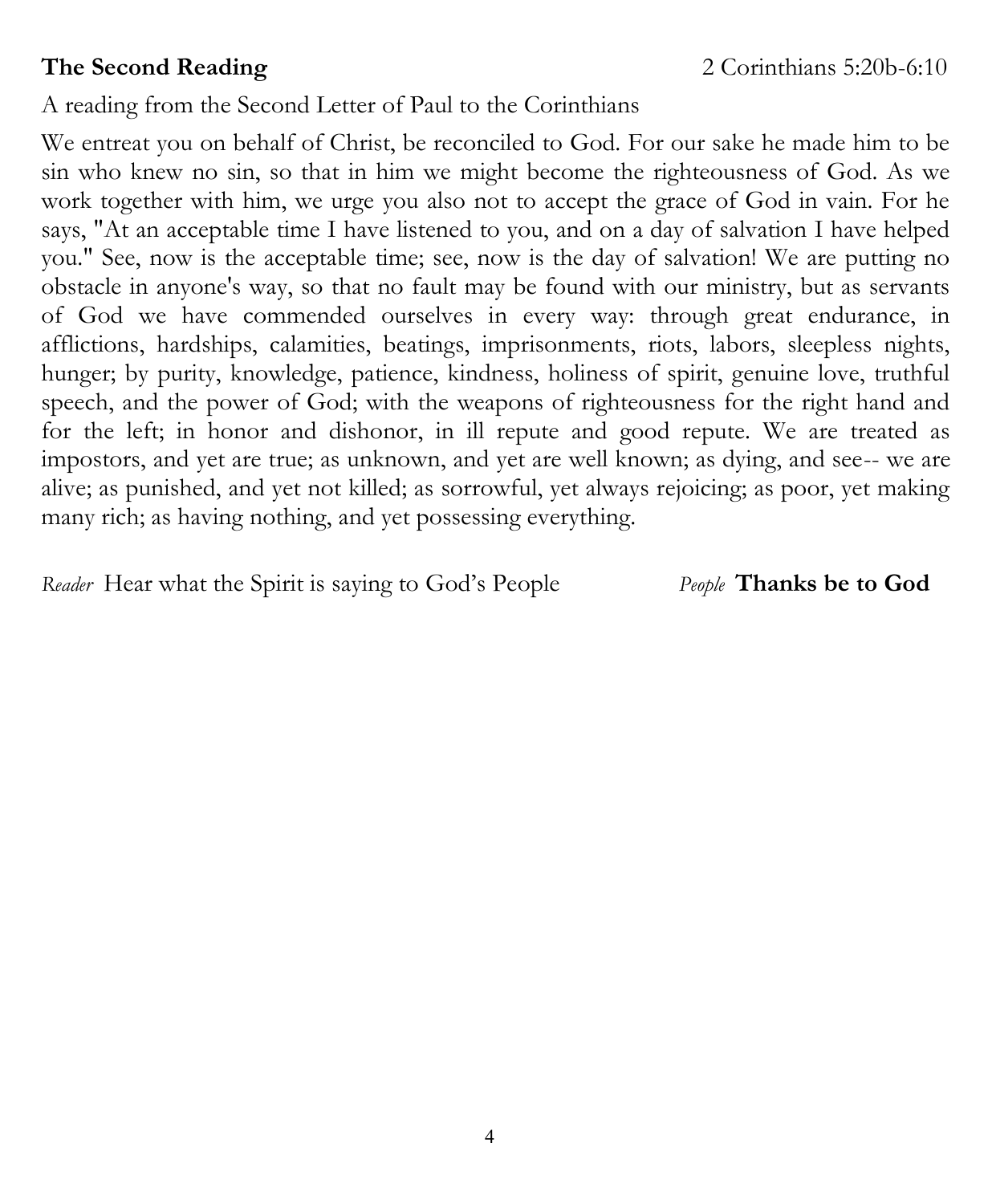**The Second Reading** 2 Corinthians 5:20b-6:10

A reading from the Second Letter of Paul to the Corinthians

We entreat you on behalf of Christ, be reconciled to God. For our sake he made him to be sin who knew no sin, so that in him we might become the righteousness of God. As we work together with him, we urge you also not to accept the grace of God in vain. For he says, "At an acceptable time I have listened to you, and on a day of salvation I have helped you." See, now is the acceptable time; see, now is the day of salvation! We are putting no obstacle in anyone's way, so that no fault may be found with our ministry, but as servants of God we have commended ourselves in every way: through great endurance, in afflictions, hardships, calamities, beatings, imprisonments, riots, labors, sleepless nights, hunger; by purity, knowledge, patience, kindness, holiness of spirit, genuine love, truthful speech, and the power of God; with the weapons of righteousness for the right hand and for the left; in honor and dishonor, in ill repute and good repute. We are treated as impostors, and yet are true; as unknown, and yet are well known; as dying, and see-- we are alive; as punished, and yet not killed; as sorrowful, yet always rejoicing; as poor, yet making many rich; as having nothing, and yet possessing everything.

*Reader* Hear what the Spirit is saying to God's People *People* **Thanks be to God**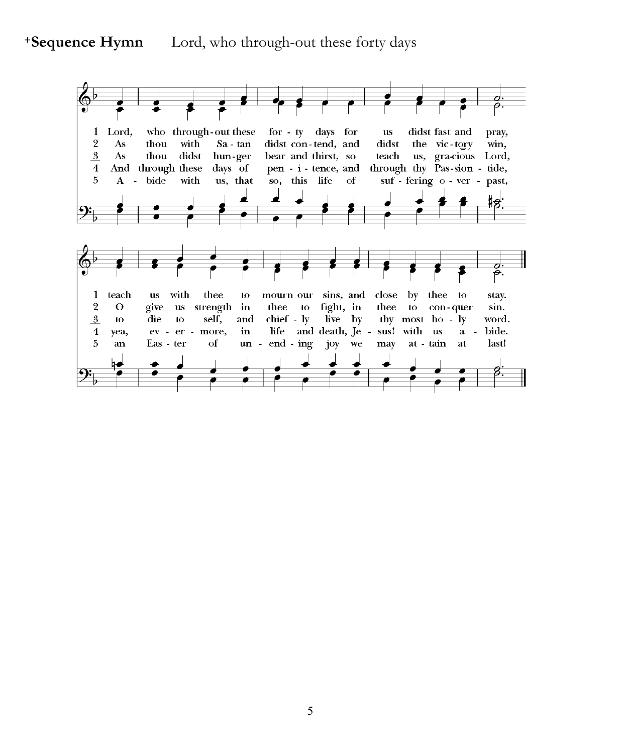**+Sequence Hymn** Lord, who through-out these forty days

1 Lord, who through-out these for-ty days for us didst fast and pray,
teach us with thee to mourn our sins, and close by thee to stay.

2 As thou with Sa-tan didst con-tend, and didst the vic-tory win,
O give us strength in thee to fight, in thee to con-quer sin.

3 As thou didst hun-ger bear and thirst, so teach us, gra-cious Lord,
to die to self, and chief-ly live by thy most ho-ly word.

4 And through these days of pen-i-tence, and through thy Pas-sion-tide,
yea, ev-er-more, in life and death, Je-sus! with us a-bide.

5 A-bide with us, that so, this life of suf-fering o-ver-past,
an Eas-ter of un-end-ing joy we may at-tain at last!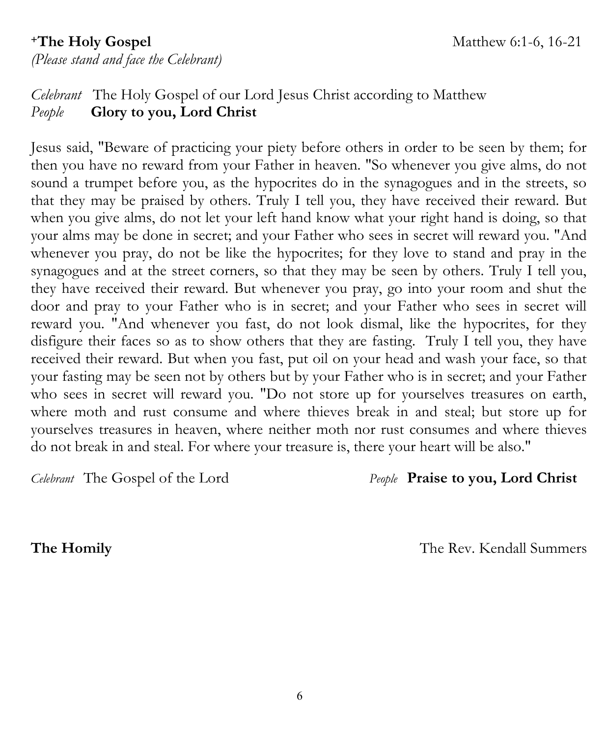**⁺The Holy Gospel** Matthew 6:1-6, 16-21

*(Please stand and face the Celebrant)*

*Celebrant* The Holy Gospel of our Lord Jesus Christ according to Matthew
*People* **Glory to you, Lord Christ**

Jesus said, "Beware of practicing your piety before others in order to be seen by them; for then you have no reward from your Father in heaven. "So whenever you give alms, do not sound a trumpet before you, as the hypocrites do in the synagogues and in the streets, so that they may be praised by others. Truly I tell you, they have received their reward. But when you give alms, do not let your left hand know what your right hand is doing, so that your alms may be done in secret; and your Father who sees in secret will reward you. "And whenever you pray, do not be like the hypocrites; for they love to stand and pray in the synagogues and at the street corners, so that they may be seen by others. Truly I tell you, they have received their reward. But whenever you pray, go into your room and shut the door and pray to your Father who is in secret; and your Father who sees in secret will reward you. "And whenever you fast, do not look dismal, like the hypocrites, for they disfigure their faces so as to show others that they are fasting. Truly I tell you, they have received their reward. But when you fast, put oil on your head and wash your face, so that your fasting may be seen not by others but by your Father who is in secret; and your Father who sees in secret will reward you. "Do not store up for yourselves treasures on earth, where moth and rust consume and where thieves break in and steal; but store up for yourselves treasures in heaven, where neither moth nor rust consumes and where thieves do not break in and steal. For where your treasure is, there your heart will be also."

*Celebrant* The Gospel of the Lord *People* **Praise to you, Lord Christ**

**The Homily** The Rev. Kendall Summers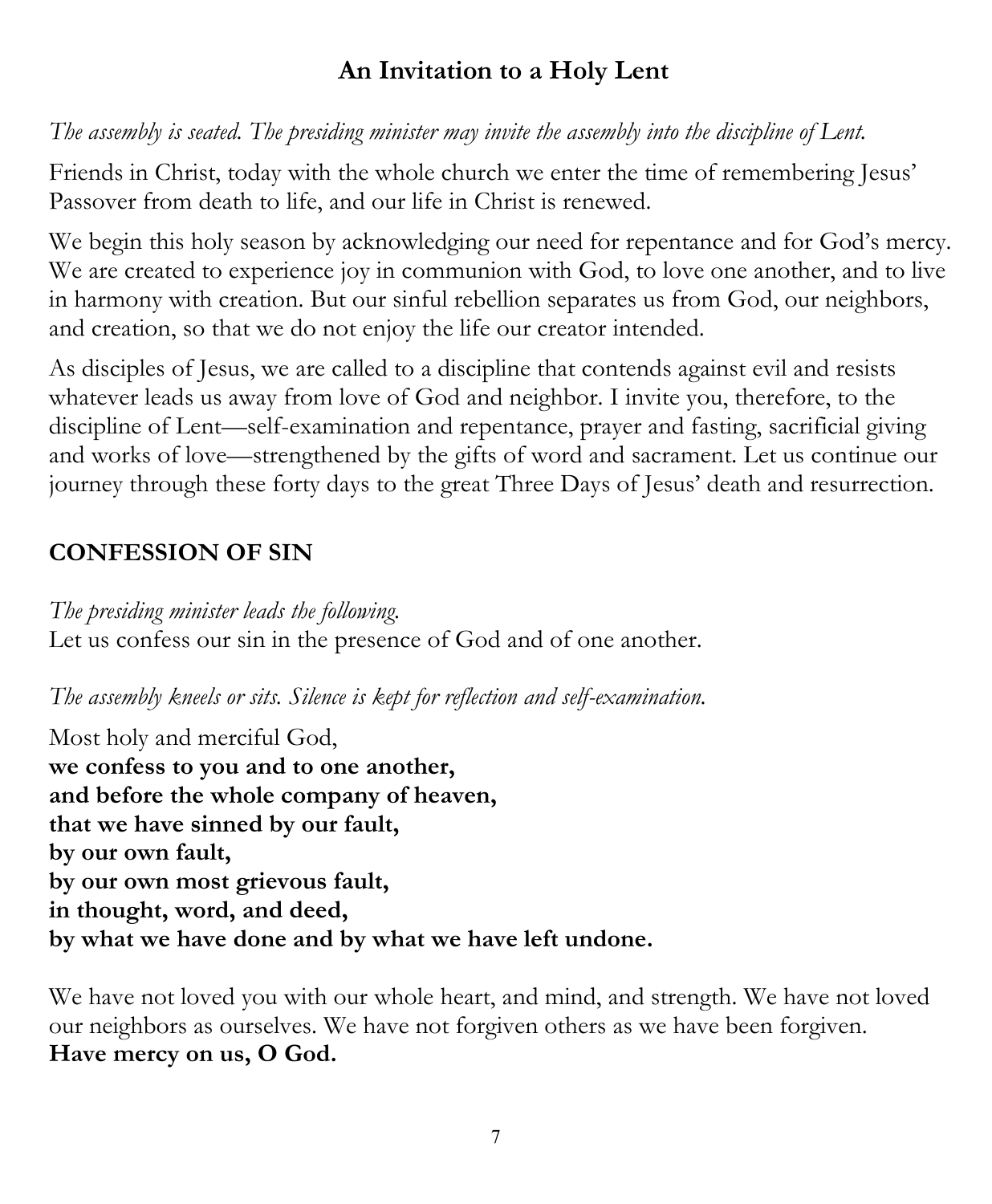## An Invitation to a Holy Lent

*The assembly is seated. The presiding minister may invite the assembly into the discipline of Lent.*

Friends in Christ, today with the whole church we enter the time of remembering Jesus' Passover from death to life, and our life in Christ is renewed.

We begin this holy season by acknowledging our need for repentance and for God's mercy. We are created to experience joy in communion with God, to love one another, and to live in harmony with creation. But our sinful rebellion separates us from God, our neighbors, and creation, so that we do not enjoy the life our creator intended.

As disciples of Jesus, we are called to a discipline that contends against evil and resists whatever leads us away from love of God and neighbor. I invite you, therefore, to the discipline of Lent—self-examination and repentance, prayer and fasting, sacrificial giving and works of love—strengthened by the gifts of word and sacrament. Let us continue our journey through these forty days to the great Three Days of Jesus' death and resurrection.

## CONFESSION OF SIN

*The presiding minister leads the following.*  
Let us confess our sin in the presence of God and of one another.

*The assembly kneels or sits. Silence is kept for reflection and self-examination.*

Most holy and merciful God,  
**we confess to you and to one another,**  
**and before the whole company of heaven,**  
**that we have sinned by our fault,**  
**by our own fault,**  
**by our own most grievous fault,**  
**in thought, word, and deed,**  
**by what we have done and by what we have left undone.**

We have not loved you with our whole heart, and mind, and strength. We have not loved our neighbors as ourselves. We have not forgiven others as we have been forgiven.  
**Have mercy on us, O God.**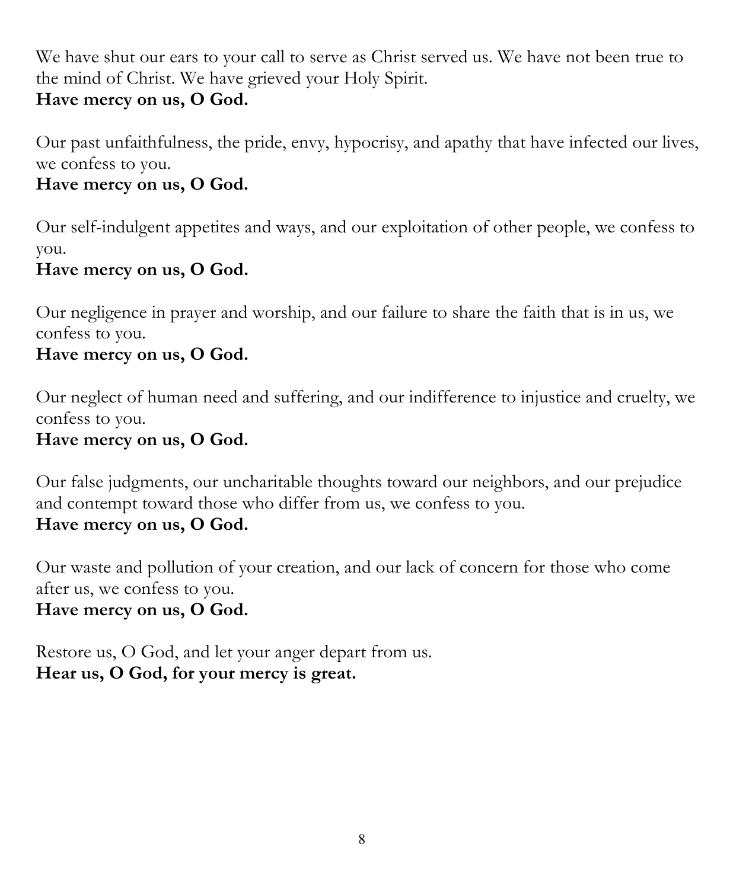We have shut our ears to your call to serve as Christ served us. We have not been true to the mind of Christ. We have grieved your Holy Spirit.
**Have mercy on us, O God.**

Our past unfaithfulness, the pride, envy, hypocrisy, and apathy that have infected our lives, we confess to you.
**Have mercy on us, O God.**

Our self-indulgent appetites and ways, and our exploitation of other people, we confess to you.
**Have mercy on us, O God.**

Our negligence in prayer and worship, and our failure to share the faith that is in us, we confess to you.
**Have mercy on us, O God.**

Our neglect of human need and suffering, and our indifference to injustice and cruelty, we confess to you.
**Have mercy on us, O God.**

Our false judgments, our uncharitable thoughts toward our neighbors, and our prejudice and contempt toward those who differ from us, we confess to you.
**Have mercy on us, O God.**

Our waste and pollution of your creation, and our lack of concern for those who come after us, we confess to you.
**Have mercy on us, O God.**

Restore us, O God, and let your anger depart from us.
**Hear us, O God, for your mercy is great.**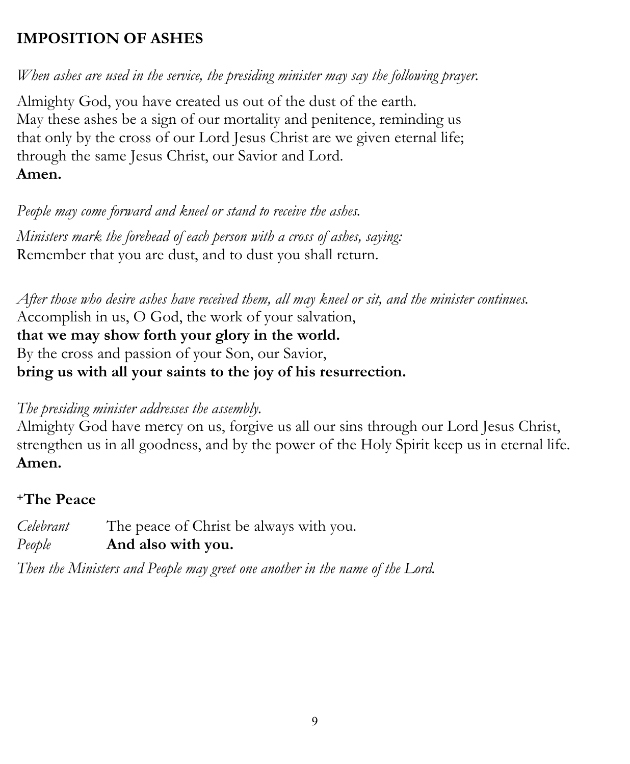## IMPOSITION OF ASHES

*When ashes are used in the service, the presiding minister may say the following prayer.*

Almighty God, you have created us out of the dust of the earth.
May these ashes be a sign of our mortality and penitence, reminding us
that only by the cross of our Lord Jesus Christ are we given eternal life;
through the same Jesus Christ, our Savior and Lord.
**Amen.**

*People may come forward and kneel or stand to receive the ashes.*

*Ministers mark the forehead of each person with a cross of ashes, saying:*
Remember that you are dust, and to dust you shall return.

*After those who desire ashes have received them, all may kneel or sit, and the minister continues.*
Accomplish in us, O God, the work of your salvation,
**that we may show forth your glory in the world.**
By the cross and passion of your Son, our Savior,
**bring us with all your saints to the joy of his resurrection.**

*The presiding minister addresses the assembly.*
Almighty God have mercy on us, forgive us all our sins through our Lord Jesus Christ, strengthen us in all goodness, and by the power of the Holy Spirit keep us in eternal life.
**Amen.**

### +The Peace

*Celebrant* The peace of Christ be always with you.
*People* **And also with you.**

*Then the Ministers and People may greet one another in the name of the Lord.*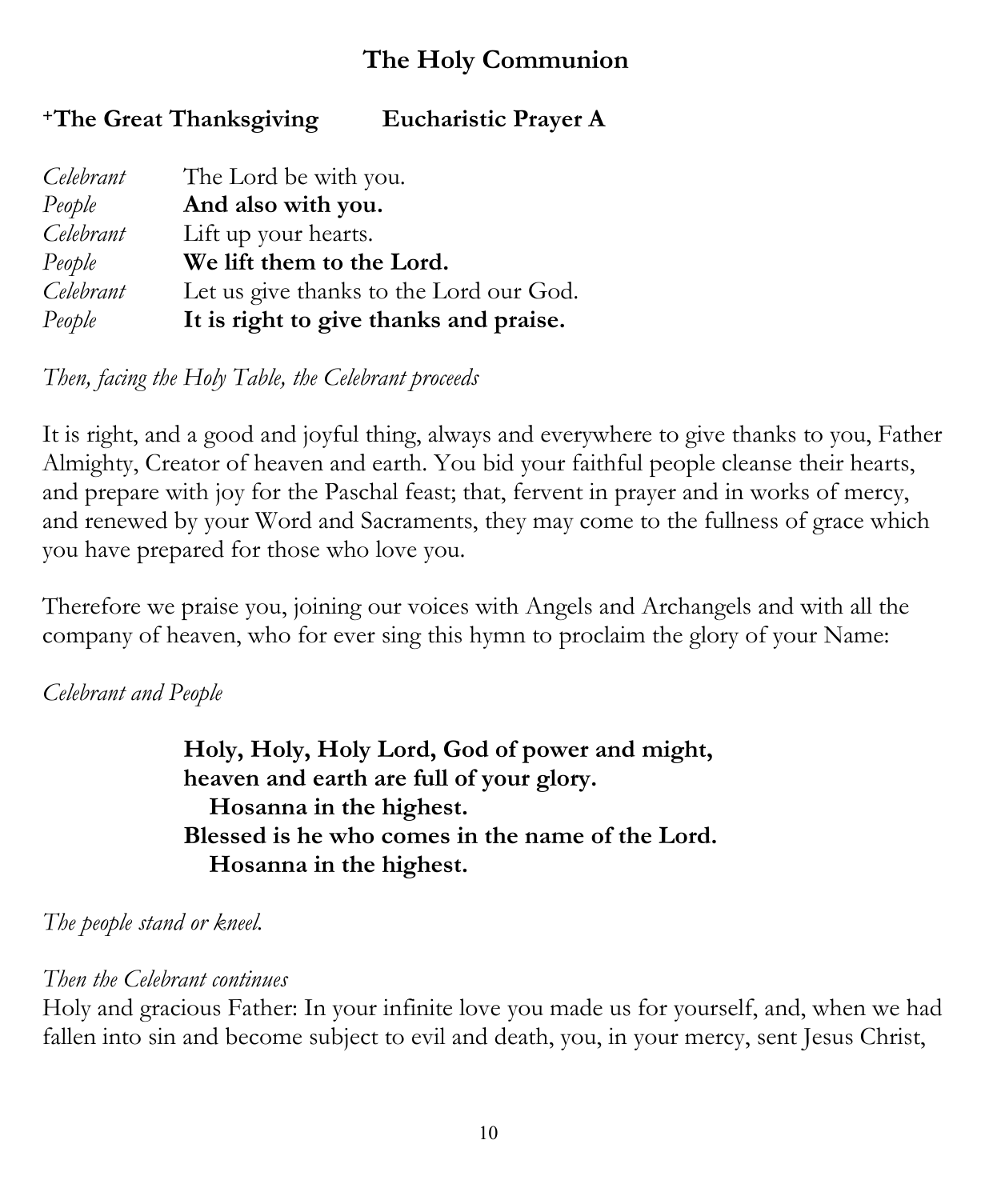## The Holy Communion

### +The Great Thanksgiving Eucharistic Prayer A

*Celebrant* The Lord be with you.
*People* **And also with you.**
*Celebrant* Lift up your hearts.
*People* **We lift them to the Lord.**
*Celebrant* Let us give thanks to the Lord our God.
*People* **It is right to give thanks and praise.**

*Then, facing the Holy Table, the Celebrant proceeds*

It is right, and a good and joyful thing, always and everywhere to give thanks to you, Father Almighty, Creator of heaven and earth. You bid your faithful people cleanse their hearts, and prepare with joy for the Paschal feast; that, fervent in prayer and in works of mercy, and renewed by your Word and Sacraments, they may come to the fullness of grace which you have prepared for those who love you.

Therefore we praise you, joining our voices with Angels and Archangels and with all the company of heaven, who for ever sing this hymn to proclaim the glory of your Name:

*Celebrant and People*

**Holy, Holy, Holy Lord, God of power and might,**
**heaven and earth are full of your glory.**
**Hosanna in the highest.**
**Blessed is he who comes in the name of the Lord.**
**Hosanna in the highest.**

*The people stand or kneel.*

*Then the Celebrant continues*
Holy and gracious Father: In your infinite love you made us for yourself, and, when we had fallen into sin and become subject to evil and death, you, in your mercy, sent Jesus Christ,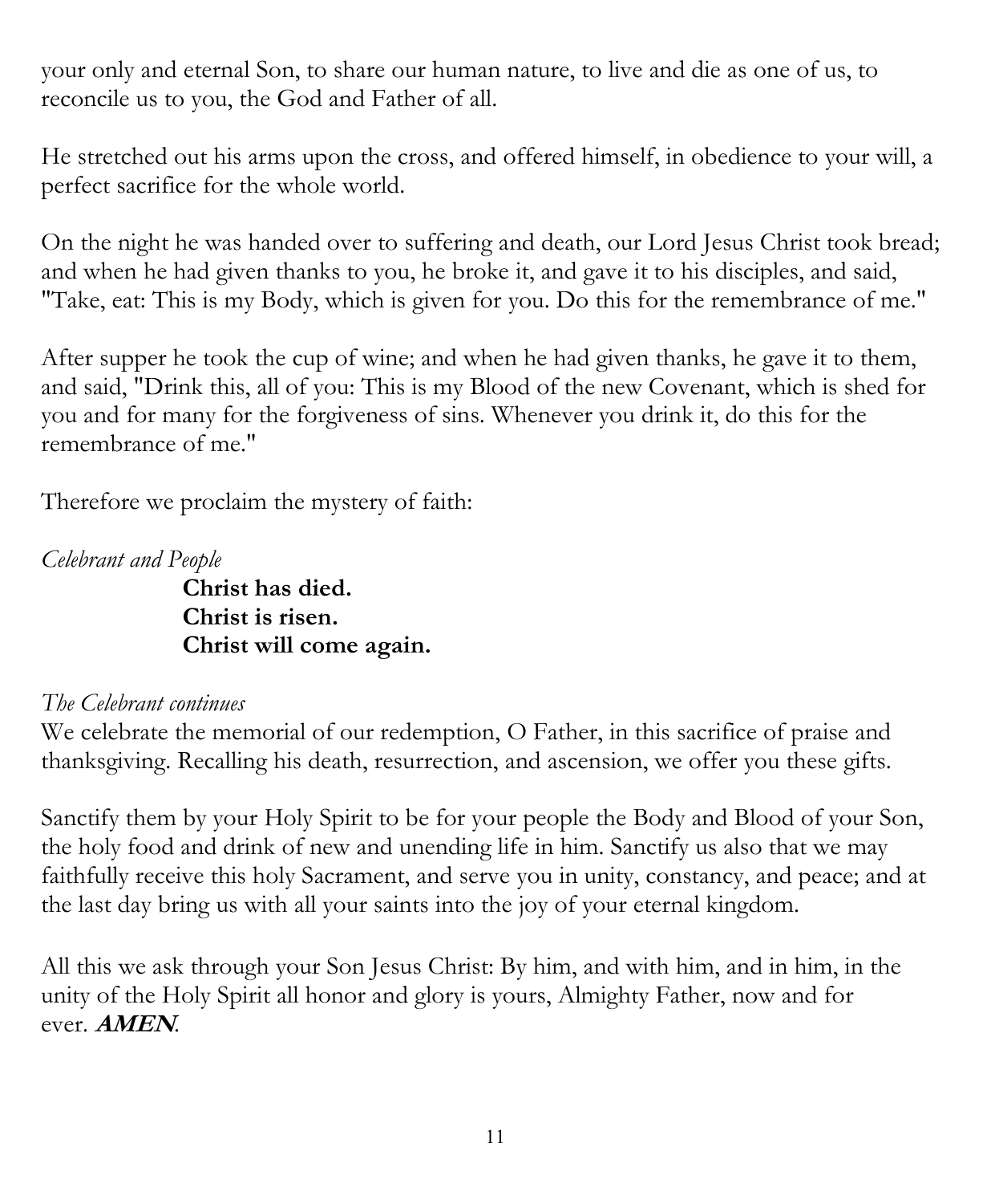your only and eternal Son, to share our human nature, to live and die as one of us, to reconcile us to you, the God and Father of all.

He stretched out his arms upon the cross, and offered himself, in obedience to your will, a perfect sacrifice for the whole world.

On the night he was handed over to suffering and death, our Lord Jesus Christ took bread; and when he had given thanks to you, he broke it, and gave it to his disciples, and said, "Take, eat: This is my Body, which is given for you. Do this for the remembrance of me."

After supper he took the cup of wine; and when he had given thanks, he gave it to them, and said, "Drink this, all of you: This is my Blood of the new Covenant, which is shed for you and for many for the forgiveness of sins. Whenever you drink it, do this for the remembrance of me."

Therefore we proclaim the mystery of faith:

*Celebrant and People*

**Christ has died.**
**Christ is risen.**
**Christ will come again.**

*The Celebrant continues*

We celebrate the memorial of our redemption, O Father, in this sacrifice of praise and thanksgiving. Recalling his death, resurrection, and ascension, we offer you these gifts.

Sanctify them by your Holy Spirit to be for your people the Body and Blood of your Son, the holy food and drink of new and unending life in him. Sanctify us also that we may faithfully receive this holy Sacrament, and serve you in unity, constancy, and peace; and at the last day bring us with all your saints into the joy of your eternal kingdom.

All this we ask through your Son Jesus Christ: By him, and with him, and in him, in the unity of the Holy Spirit all honor and glory is yours, Almighty Father, now and for ever. ***AMEN***.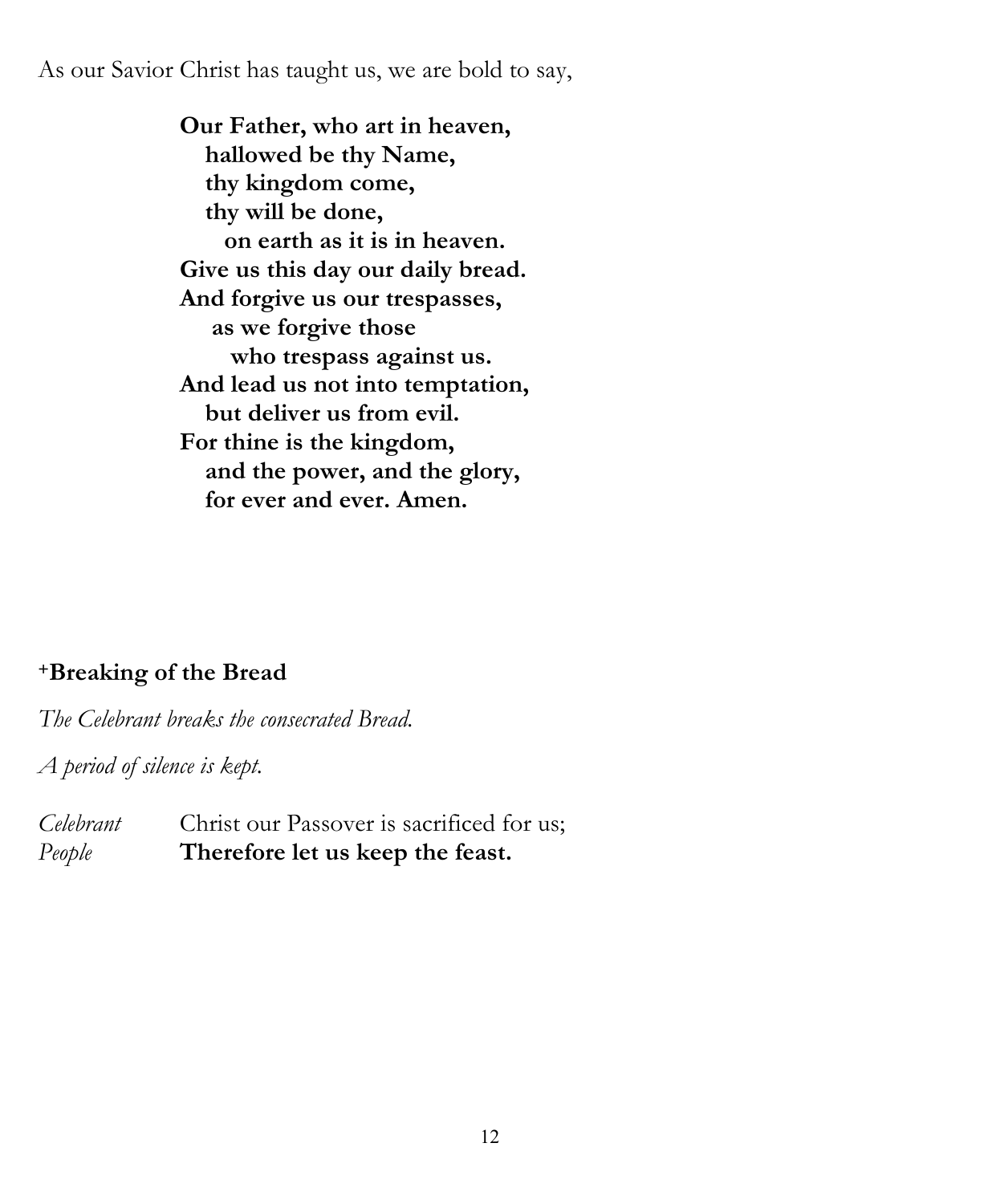As our Savior Christ has taught us, we are bold to say,

**Our Father, who art in heaven,**
**hallowed be thy Name,**
**thy kingdom come,**
**thy will be done,**
**on earth as it is in heaven.**
**Give us this day our daily bread.**
**And forgive us our trespasses,**
**as we forgive those**
**who trespass against us.**
**And lead us not into temptation,**
**but deliver us from evil.**
**For thine is the kingdom,**
**and the power, and the glory,**
**for ever and ever. Amen.**

## +Breaking of the Bread

*The Celebrant breaks the consecrated Bread.*

*A period of silence is kept.*

*Celebrant* Christ our Passover is sacrificed for us;
*People* **Therefore let us keep the feast.**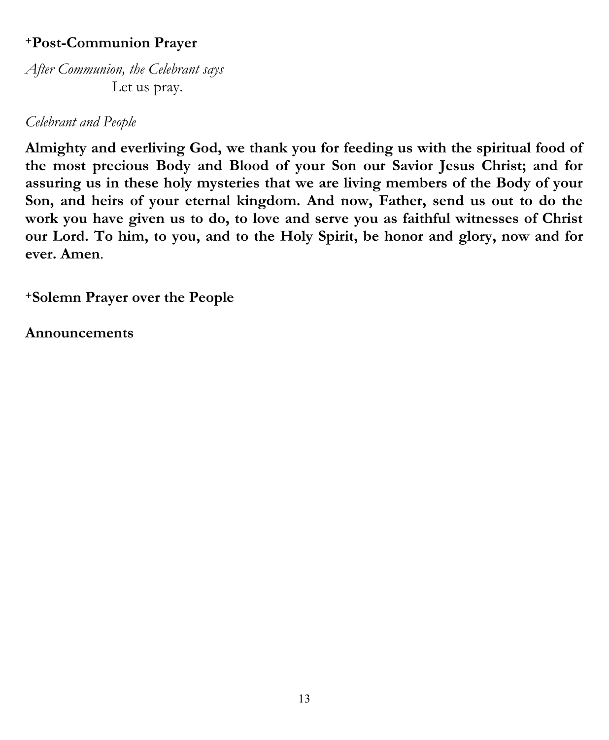**⁺Post-Communion Prayer**

*After Communion, the Celebrant says*
Let us pray.

*Celebrant and People*

**Almighty and everliving God, we thank you for feeding us with the spiritual food of the most precious Body and Blood of your Son our Savior Jesus Christ; and for assuring us in these holy mysteries that we are living members of the Body of your Son, and heirs of your eternal kingdom. And now, Father, send us out to do the work you have given us to do, to love and serve you as faithful witnesses of Christ our Lord. To him, to you, and to the Holy Spirit, be honor and glory, now and for ever. Amen**.

**⁺Solemn Prayer over the People**

**Announcements**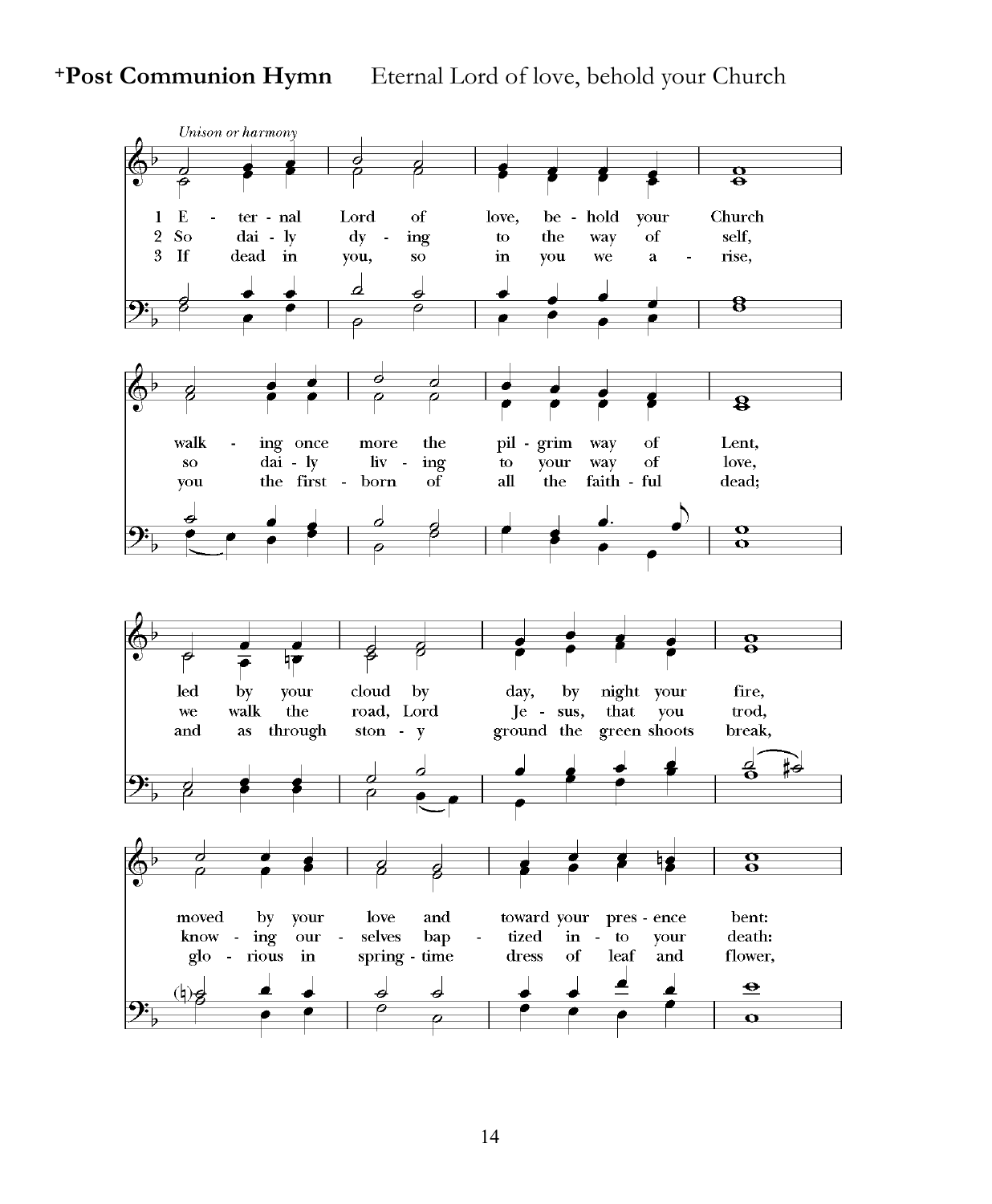**+Post Communion Hymn** Eternal Lord of love, behold your Church

*Unison or harmony*

1 Eternal Lord of love, behold your Church
walking once more the pilgrim way of Lent,
led by your cloud by day, by night your fire,
moved by your love and toward your presence bent:

2 So daily dying to the way of self,
so daily living to your way of love,
we walk the road, Lord Jesus, that you trod,
knowing ourselves baptized into your death:

3 If dead in you, so in you we arise,
you the first-born of all the faithful dead;
and as through stony ground the green shoots break,
glorious in spring-time dress of leaf and flower,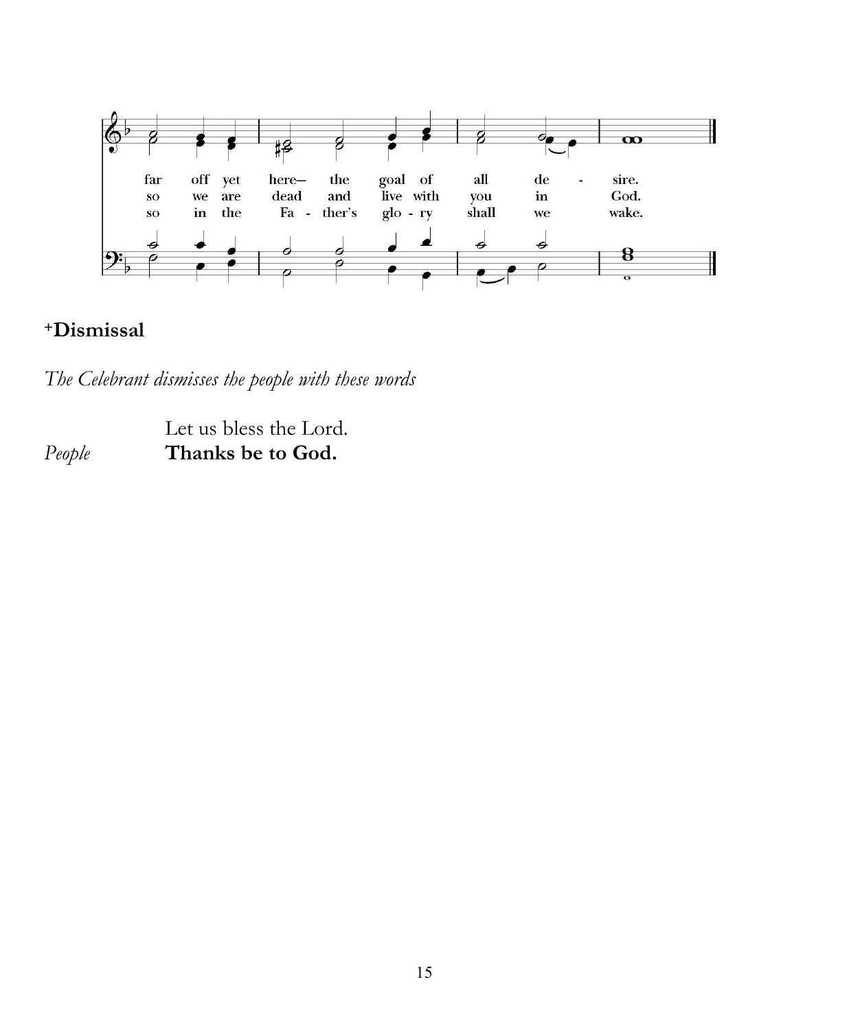far off yet here— the goal of all de - sire.
so we are dead and live with you in God.
so in the Fa - ther's glo - ry shall we wake.

## +Dismissal

*The Celebrant dismisses the people with these words*

Let us bless the Lord.

*People* **Thanks be to God.**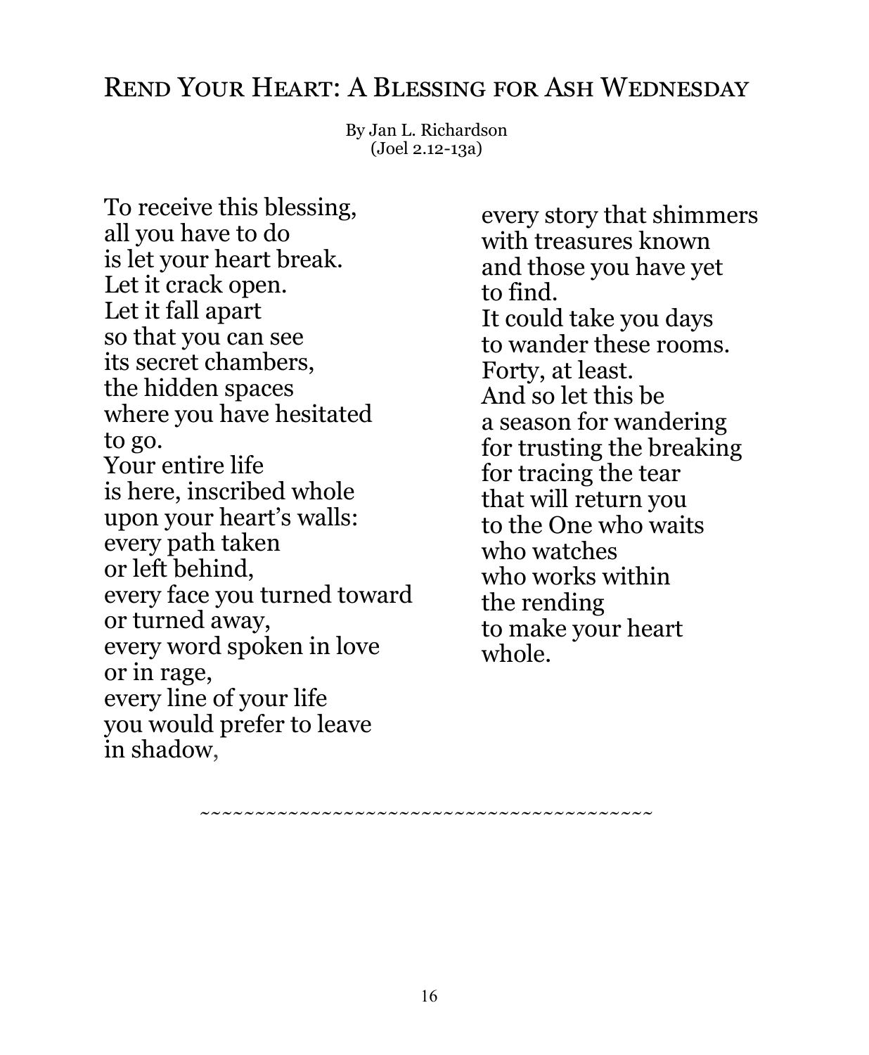## Rend Your Heart: A Blessing for Ash Wednesday

By Jan L. Richardson
(Joel 2.12-13a)

To receive this blessing,
all you have to do
is let your heart break.
Let it crack open.
Let it fall apart
so that you can see
its secret chambers,
the hidden spaces
where you have hesitated
to go.
Your entire life
is here, inscribed whole
upon your heart's walls:
every path taken
or left behind,
every face you turned toward
or turned away,
every word spoken in love
or in rage,
every line of your life
you would prefer to leave
in shadow,
every story that shimmers
with treasures known
and those you have yet
to find.
It could take you days
to wander these rooms.
Forty, at least.
And so let this be
a season for wandering
for trusting the breaking
for tracing the tear
that will return you
to the One who waits
who watches
who works within
the rending
to make your heart
whole.

~~~~~~~~~~~~~~~~~~~~~~~~~~~~~~~~~~~~~~~~~~~~